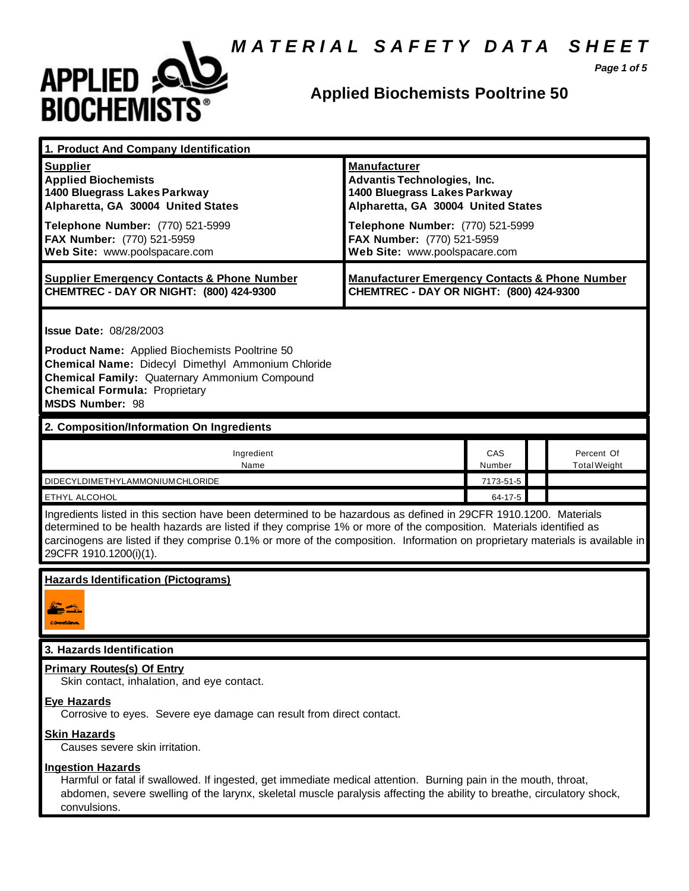# MATERIAL SAFETY DATA SHEET

## Applied Biochemists Pooltrine 50

### 1. Product And Company Identification

| **Supplier** | **Manufacturer** |
|---|---|
| **Applied Biochemists**<br>**1400 Bluegrass Lakes Parkway**<br>**Alpharetta, GA 30004 United States** | **Advantis Technologies, Inc.**<br>**1400 Bluegrass Lakes Parkway**<br>**Alpharetta, GA 30004 United States** |
| **Telephone Number:** (770) 521-5999<br>**FAX Number:** (770) 521-5959<br>**Web Site:** www.poolspacare.com | **Telephone Number:** (770) 521-5999<br>**FAX Number:** (770) 521-5959<br>**Web Site:** www.poolspacare.com |
| **Supplier Emergency Contacts & Phone Number**<br>**CHEMTREC - DAY OR NIGHT: (800) 424-9300** | **Manufacturer Emergency Contacts & Phone Number**<br>**CHEMTREC - DAY OR NIGHT: (800) 424-9300** |

**Issue Date:** 08/28/2003

**Product Name:** Applied Biochemists Pooltrine 50
**Chemical Name:** Didecyl Dimethyl Ammonium Chloride
**Chemical Family:** Quaternary Ammonium Compound
**Chemical Formula:** Proprietary
**MSDS Number:** 98

### 2. Composition/Information On Ingredients

| Ingredient Name | CAS Number | | Percent Of Total Weight |
|---|---|---|---|
| DIDECYLDIMETHYLAMMONIUMCHLORIDE | 7173-51-5 | | |
| ETHYL ALCOHOL | 64-17-5 | | |

Ingredients listed in this section have been determined to be hazardous as defined in 29CFR 1910.1200. Materials determined to be health hazards are listed if they comprise 1% or more of the composition. Materials identified as carcinogens are listed if they comprise 0.1% or more of the composition. Information on proprietary materials is available in 29CFR 1910.1200(i)(1).

### Hazards Identification (Pictograms)

### 3. Hazards Identification

**Primary Routes(s) Of Entry**
Skin contact, inhalation, and eye contact.

**Eye Hazards**
Corrosive to eyes. Severe eye damage can result from direct contact.

**Skin Hazards**
Causes severe skin irritation.

**Ingestion Hazards**
Harmful or fatal if swallowed. If ingested, get immediate medical attention. Burning pain in the mouth, throat, abdomen, severe swelling of the larynx, skeletal muscle paralysis affecting the ability to breathe, circulatory shock, convulsions.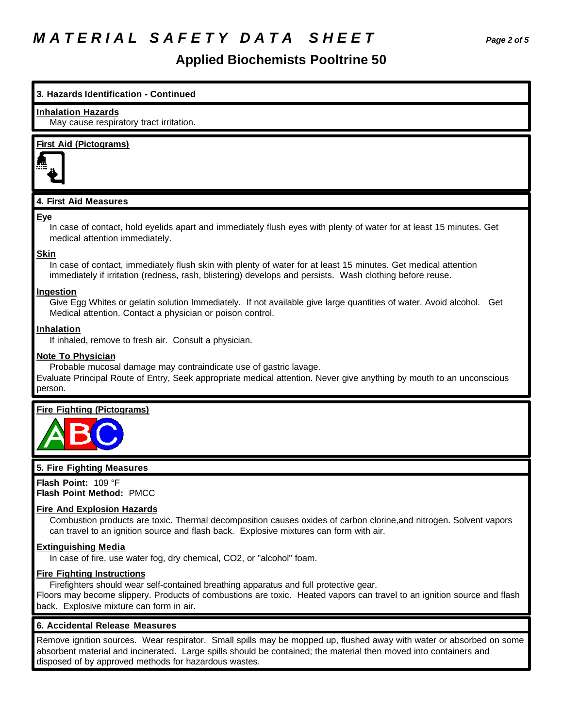## 3. Hazards Identification - Continued

**Inhalation Hazards**

May cause respiratory tract irritation.

**First Aid (Pictograms)**

## 4. First Aid Measures

**Eye**

In case of contact, hold eyelids apart and immediately flush eyes with plenty of water for at least 15 minutes. Get medical attention immediately.

**Skin**

In case of contact, immediately flush skin with plenty of water for at least 15 minutes. Get medical attention immediately if irritation (redness, rash, blistering) develops and persists. Wash clothing before reuse.

**Ingestion**

Give Egg Whites or gelatin solution Immediately. If not available give large quantities of water. Avoid alcohol. Get Medical attention. Contact a physician or poison control.

**Inhalation**

If inhaled, remove to fresh air. Consult a physician.

**Note To Physician**

Probable mucosal damage may contraindicate use of gastric lavage.
Evaluate Principal Route of Entry, Seek appropriate medical attention. Never give anything by mouth to an unconscious person.

**Fire Fighting (Pictograms)**

## 5. Fire Fighting Measures

**Flash Point:** 109 °F
**Flash Point Method:** PMCC

**Fire And Explosion Hazards**

Combustion products are toxic. Thermal decomposition causes oxides of carbon clorine,and nitrogen. Solvent vapors can travel to an ignition source and flash back. Explosive mixtures can form with air.

**Extinguishing Media**

In case of fire, use water fog, dry chemical, $CO_2$, or "alcohol" foam.

**Fire Fighting Instructions**

Firefighters should wear self-contained breathing apparatus and full protective gear.
Floors may become slippery. Products of combustions are toxic. Heated vapors can travel to an ignition source and flash back. Explosive mixture can form in air.

## 6. Accidental Release Measures

Remove ignition sources. Wear respirator. Small spills may be mopped up, flushed away with water or absorbed on some absorbent material and incinerated. Large spills should be contained; the material then moved into containers and disposed of by approved methods for hazardous wastes.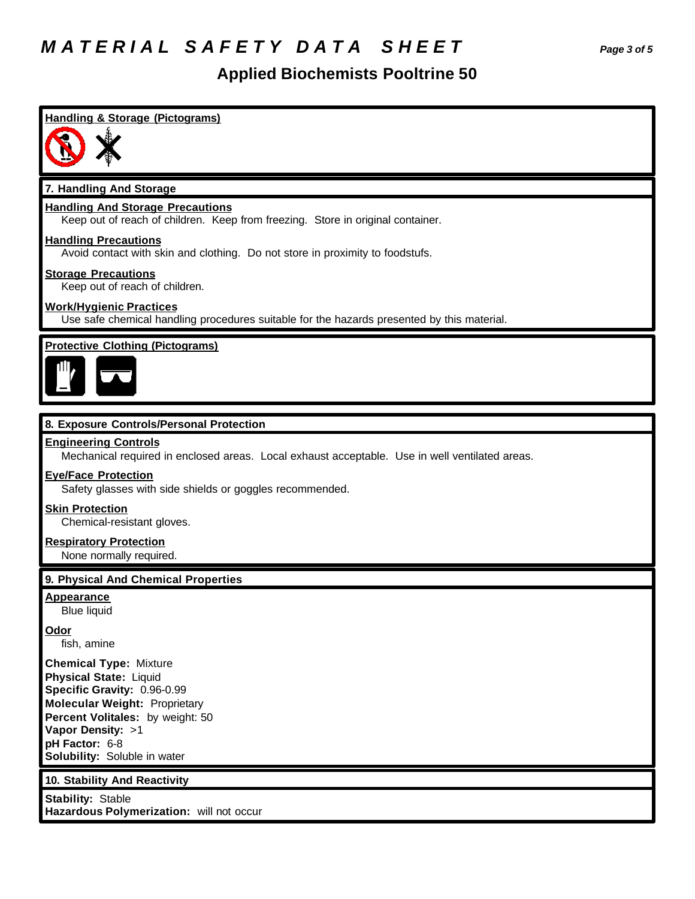# Applied Biochemists Pooltrine 50

**Handling & Storage (Pictograms)**

## 7. Handling And Storage

**Handling And Storage Precautions**
Keep out of reach of children. Keep from freezing. Store in original container.

**Handling Precautions**
Avoid contact with skin and clothing. Do not store in proximity to foodstufs.

**Storage Precautions**
Keep out of reach of children.

**Work/Hygienic Practices**
Use safe chemical handling procedures suitable for the hazards presented by this material.

**Protective Clothing (Pictograms)**

## 8. Exposure Controls/Personal Protection

**Engineering Controls**
Mechanical required in enclosed areas. Local exhaust acceptable. Use in well ventilated areas.

**Eye/Face Protection**
Safety glasses with side shields or goggles recommended.

**Skin Protection**
Chemical-resistant gloves.

**Respiratory Protection**
None normally required.

## 9. Physical And Chemical Properties

**Appearance**
Blue liquid

**Odor**
fish, amine

**Chemical Type:** Mixture
**Physical State:** Liquid
**Specific Gravity:** 0.96-0.99
**Molecular Weight:** Proprietary
**Percent Volitales:** by weight: 50
**Vapor Density:** >1
**pH Factor:** 6-8
**Solubility:** Soluble in water

## 10. Stability And Reactivity

**Stability:** Stable
**Hazardous Polymerization:** will not occur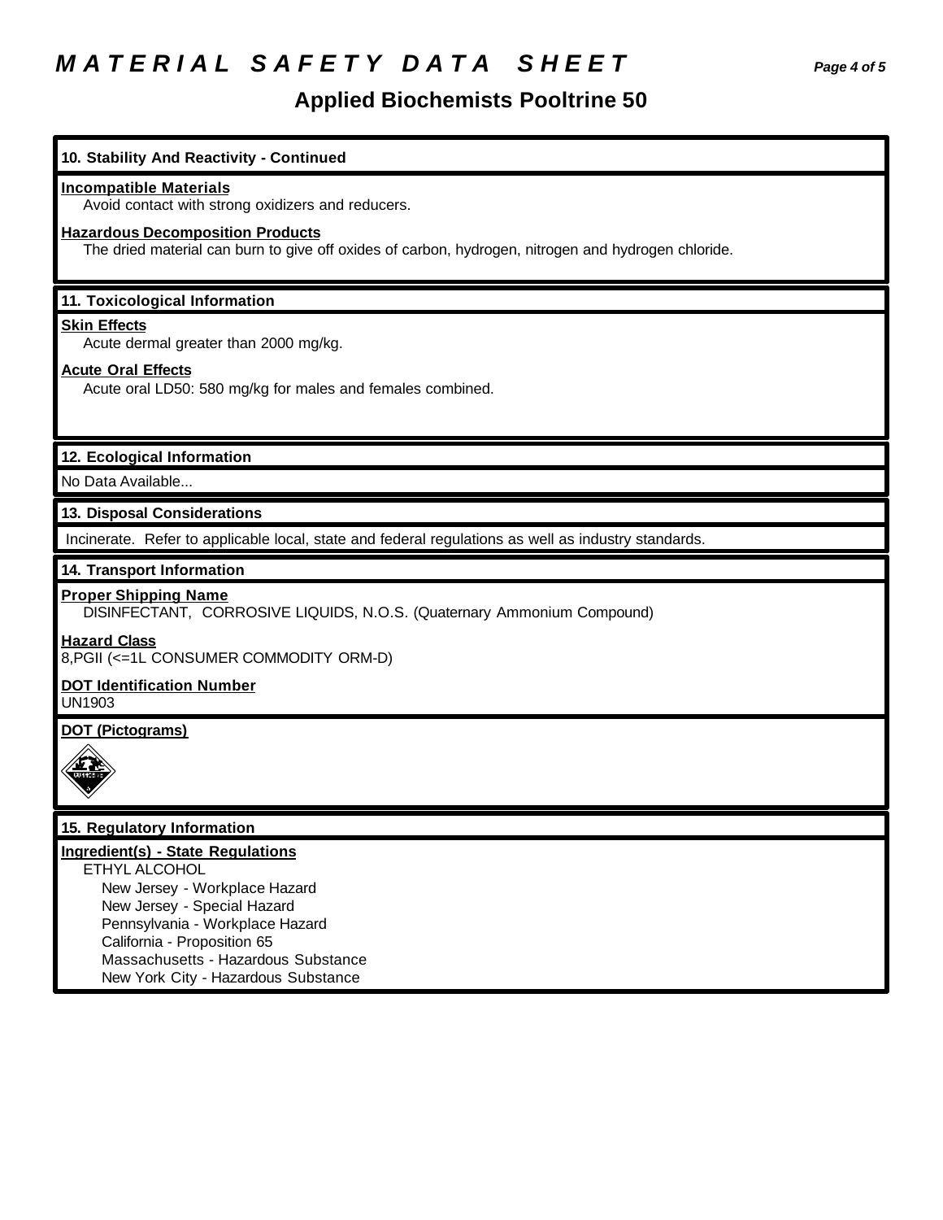## 10. Stability And Reactivity - Continued

**Incompatible Materials**

Avoid contact with strong oxidizers and reducers.

**Hazardous Decomposition Products**

The dried material can burn to give off oxides of carbon, hydrogen, nitrogen and hydrogen chloride.

## 11. Toxicological Information

**Skin Effects**

Acute dermal greater than 2000 mg/kg.

**Acute Oral Effects**

Acute oral LD50: 580 mg/kg for males and females combined.

## 12. Ecological Information

No Data Available...

## 13. Disposal Considerations

Incinerate. Refer to applicable local, state and federal regulations as well as industry standards.

## 14. Transport Information

**Proper Shipping Name**

DISINFECTANT, CORROSIVE LIQUIDS, N.O.S. (Quaternary Ammonium Compound)

**Hazard Class**

8,PGII (<=1L CONSUMER COMMODITY ORM-D)

**DOT Identification Number**

UN1903

**DOT (Pictograms)**

## 15. Regulatory Information

**Ingredient(s) - State Regulations**

ETHYL ALCOHOL
- New Jersey - Workplace Hazard
- New Jersey - Special Hazard
- Pennsylvania - Workplace Hazard
- California - Proposition 65
- Massachusetts - Hazardous Substance
- New York City - Hazardous Substance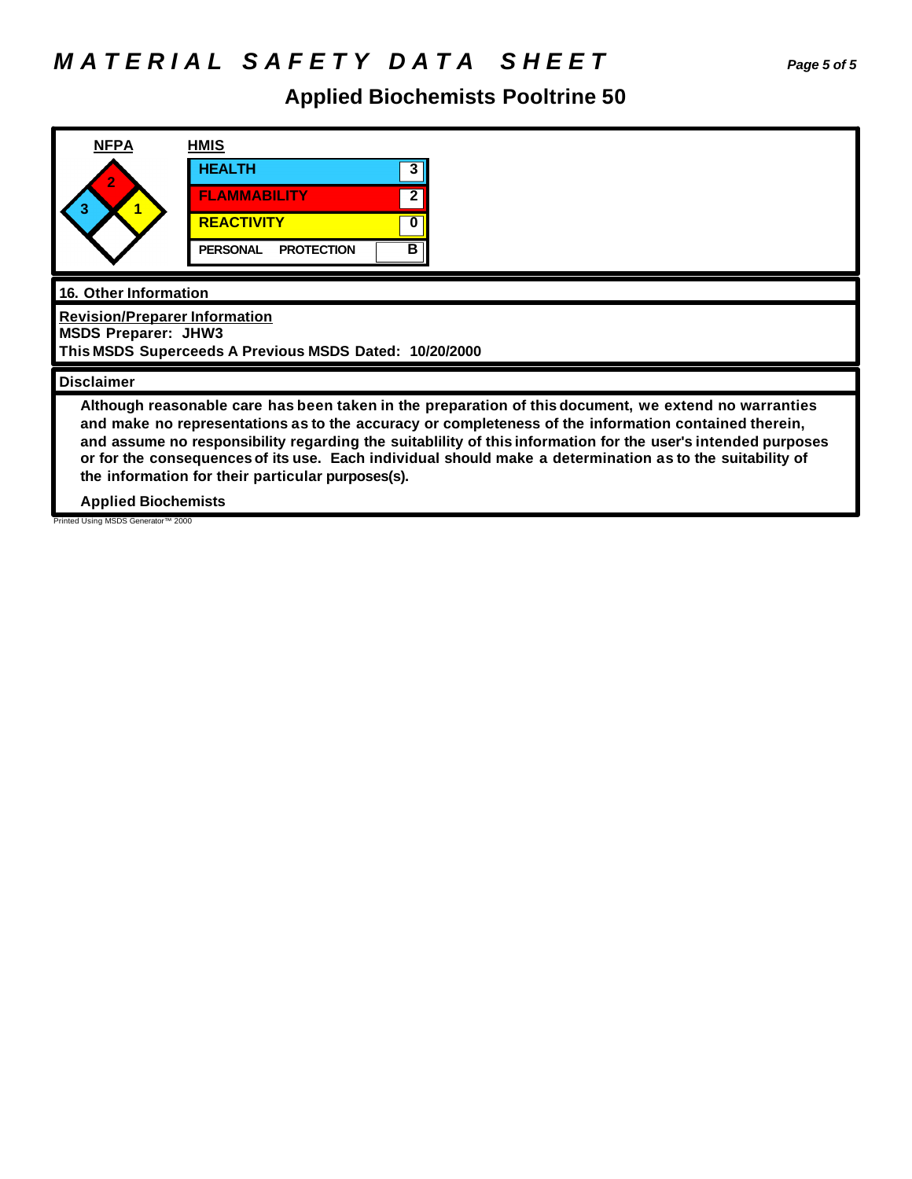# MATERIAL SAFETY DATA SHEET

## Applied Biochemists Pooltrine 50

**NFPA**

2
3 1

**HMIS**

| | |
|---|---|
| HEALTH | 3 |
| FLAMMABILITY | 2 |
| REACTIVITY | 0 |
| PERSONAL PROTECTION | B |

### 16. Other Information

**Revision/Preparer Information**
**MSDS Preparer: JHW3**
**This MSDS Superceeds A Previous MSDS Dated: 10/20/2000**

### Disclaimer

**Although reasonable care has been taken in the preparation of this document, we extend no warranties and make no representations as to the accuracy or completeness of the information contained therein, and assume no responsibility regarding the suitablility of this information for the user's intended purposes or for the consequences of its use. Each individual should make a determination as to the suitability of the information for their particular purposes(s).**

**Applied Biochemists**

Printed Using MSDS Generator™ 2000